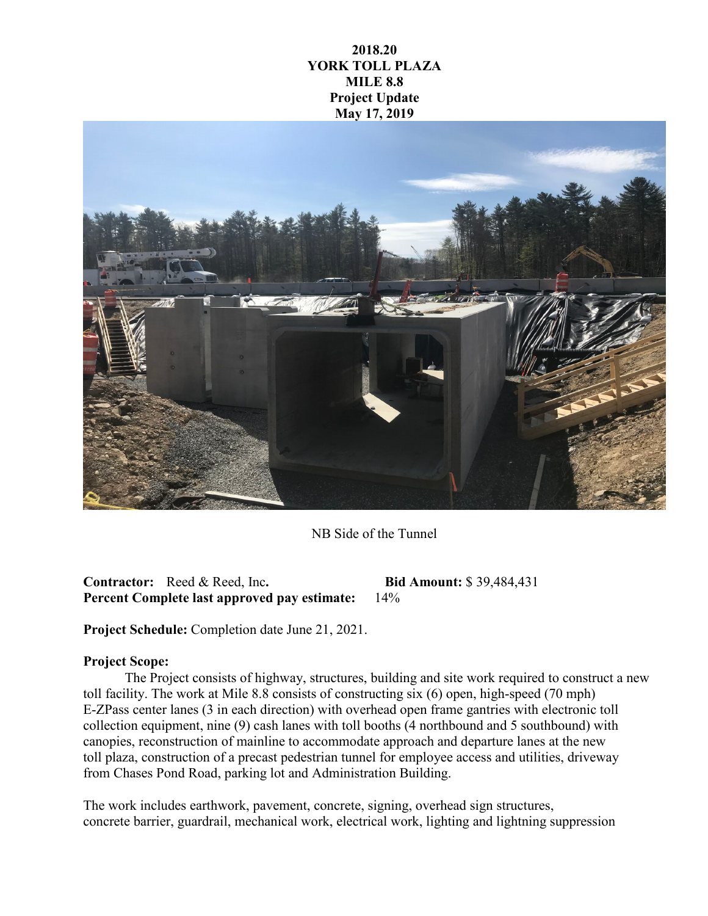# 2018.20
# YORK TOLL PLAZA
# MILE 8.8
# Project Update
# May 17, 2019

NB Side of the Tunnel

**Contractor:** Reed & Reed, Inc. **Bid Amount:** $ 39,484,431
**Percent Complete last approved pay estimate:** 14%

**Project Schedule:** Completion date June 21, 2021.

**Project Scope:**

The Project consists of highway, structures, building and site work required to construct a new toll facility. The work at Mile 8.8 consists of constructing six (6) open, high-speed (70 mph) E-ZPass center lanes (3 in each direction) with overhead open frame gantries with electronic toll collection equipment, nine (9) cash lanes with toll booths (4 northbound and 5 southbound) with canopies, reconstruction of mainline to accommodate approach and departure lanes at the new toll plaza, construction of a precast pedestrian tunnel for employee access and utilities, driveway from Chases Pond Road, parking lot and Administration Building.

The work includes earthwork, pavement, concrete, signing, overhead sign structures, concrete barrier, guardrail, mechanical work, electrical work, lighting and lightning suppression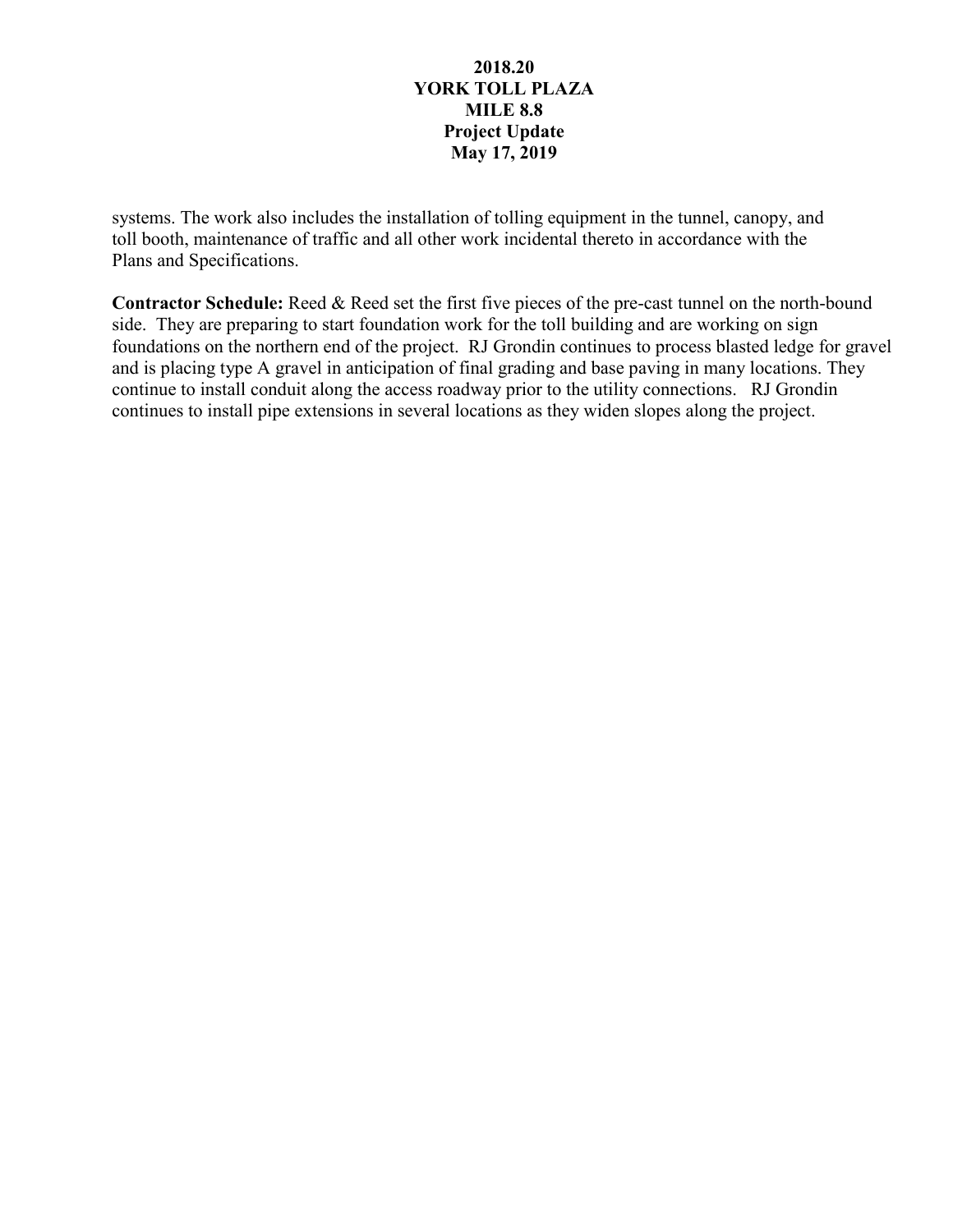systems. The work also includes the installation of tolling equipment in the tunnel, canopy, and toll booth, maintenance of traffic and all other work incidental thereto in accordance with the Plans and Specifications.

**Contractor Schedule:** Reed & Reed set the first five pieces of the pre-cast tunnel on the north-bound side. They are preparing to start foundation work for the toll building and are working on sign foundations on the northern end of the project. RJ Grondin continues to process blasted ledge for gravel and is placing type A gravel in anticipation of final grading and base paving in many locations. They continue to install conduit along the access roadway prior to the utility connections. RJ Grondin continues to install pipe extensions in several locations as they widen slopes along the project.